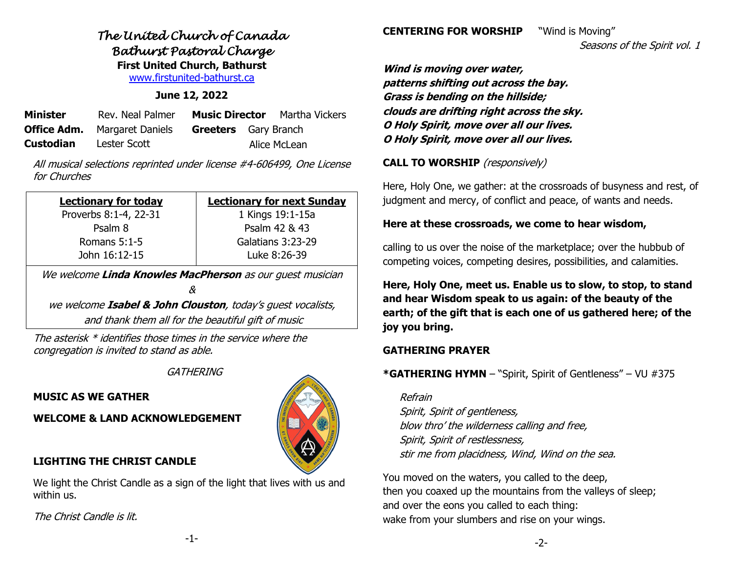# *The United Church of Canada*
## *Bathurst Pastoral Charge*
### First United Church, Bathurst

www.firstunited-bathurst.ca

**June 12, 2022**

| | | | |
|---|---|---|---|
| **Minister** | Rev. Neal Palmer | **Music Director** | Martha Vickers |
| **Office Adm.** | Margaret Daniels | **Greeters** | Gary Branch |
| **Custodian** | Lester Scott | | Alice McLean |

*All musical selections reprinted under license #4-606499, One License for Churches*

| **Lectionary for today** | **Lectionary for next Sunday** |
|---|---|
| Proverbs 8:1-4, 22-31 | 1 Kings 19:1-15a |
| Psalm 8 | Psalm 42 & 43 |
| Romans 5:1-5 | Galatians 3:23-29 |
| John 16:12-15 | Luke 8:26-39 |

*We welcome **Linda Knowles MacPherson** as our guest musician*
*&*
*we welcome **Isabel & John Clouston**, today's guest vocalists, and thank them all for the beautiful gift of music*

*The asterisk * identifies those times in the service where the congregation is invited to stand as able.*

*GATHERING*

**MUSIC AS WE GATHER**

**WELCOME & LAND ACKNOWLEDGEMENT**

**LIGHTING THE CHRIST CANDLE**

We light the Christ Candle as a sign of the light that lives with us and within us.

*The Christ Candle is lit.*

**CENTERING FOR WORSHIP** "Wind is Moving"
*Seasons of the Spirit vol. 1*

***Wind is moving over water,***
***patterns shifting out across the bay.***
***Grass is bending on the hillside;***
***clouds are drifting right across the sky.***
***O Holy Spirit, move over all our lives.***
***O Holy Spirit, move over all our lives.***

**CALL TO WORSHIP** *(responsively)*

Here, Holy One, we gather: at the crossroads of busyness and rest, of judgment and mercy, of conflict and peace, of wants and needs.

**Here at these crossroads, we come to hear wisdom,**

calling to us over the noise of the marketplace; over the hubbub of competing voices, competing desires, possibilities, and calamities.

**Here, Holy One, meet us. Enable us to slow, to stop, to stand and hear Wisdom speak to us again: of the beauty of the earth; of the gift that is each one of us gathered here; of the joy you bring.**

**GATHERING PRAYER**

***GATHERING HYMN** – "Spirit, Spirit of Gentleness" – VU #375

*Refrain*
*Spirit, Spirit of gentleness,*
*blow thro' the wilderness calling and free,*
*Spirit, Spirit of restlessness,*
*stir me from placidness, Wind, Wind on the sea.*

You moved on the waters, you called to the deep,
then you coaxed up the mountains from the valleys of sleep;
and over the eons you called to each thing:
wake from your slumbers and rise on your wings.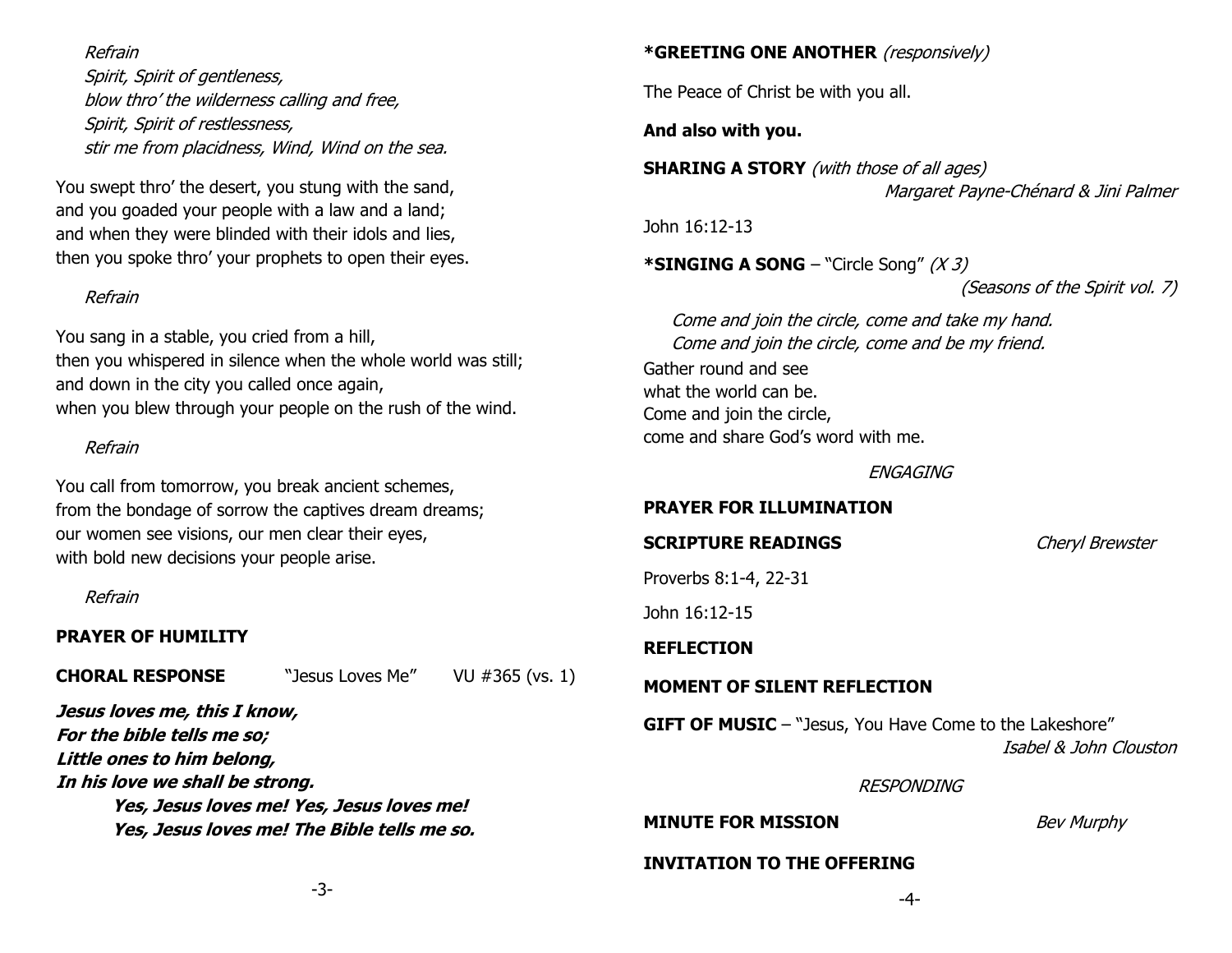*Refrain*
*Spirit, Spirit of gentleness,*
*blow thro' the wilderness calling and free,*
*Spirit, Spirit of restlessness,*
*stir me from placidness, Wind, Wind on the sea.*

You swept thro' the desert, you stung with the sand,
and you goaded your people with a law and a land;
and when they were blinded with their idols and lies,
then you spoke thro' your prophets to open their eyes.

*Refrain*

You sang in a stable, you cried from a hill,
then you whispered in silence when the whole world was still;
and down in the city you called once again,
when you blew through your people on the rush of the wind.

*Refrain*

You call from tomorrow, you break ancient schemes,
from the bondage of sorrow the captives dream dreams;
our women see visions, our men clear their eyes,
with bold new decisions your people arise.

*Refrain*

**PRAYER OF HUMILITY**

**CHORAL RESPONSE** "Jesus Loves Me" VU #365 (vs. 1)

***Jesus loves me, this I know,***
***For the bible tells me so;***
***Little ones to him belong,***
***In his love we shall be strong.***
***Yes, Jesus loves me! Yes, Jesus loves me!***
***Yes, Jesus loves me! The Bible tells me so.***

**\*GREETING ONE ANOTHER** *(responsively)*

The Peace of Christ be with you all.

**And also with you.**

**SHARING A STORY** *(with those of all ages)*
*Margaret Payne-Chénard & Jini Palmer*

John 16:12-13

**\*SINGING A SONG** – "Circle Song" *(X 3)*
*(Seasons of the Spirit vol. 7)*

*Come and join the circle, come and take my hand.*
*Come and join the circle, come and be my friend.*

Gather round and see
what the world can be.
Come and join the circle,
come and share God's word with me.

*ENGAGING*

**PRAYER FOR ILLUMINATION**

**SCRIPTURE READINGS** *Cheryl Brewster*

Proverbs 8:1-4, 22-31

John 16:12-15

**REFLECTION**

**MOMENT OF SILENT REFLECTION**

**GIFT OF MUSIC** – "Jesus, You Have Come to the Lakeshore"
*Isabel & John Clouston*

*RESPONDING*

**MINUTE FOR MISSION** *Bev Murphy*

**INVITATION TO THE OFFERING**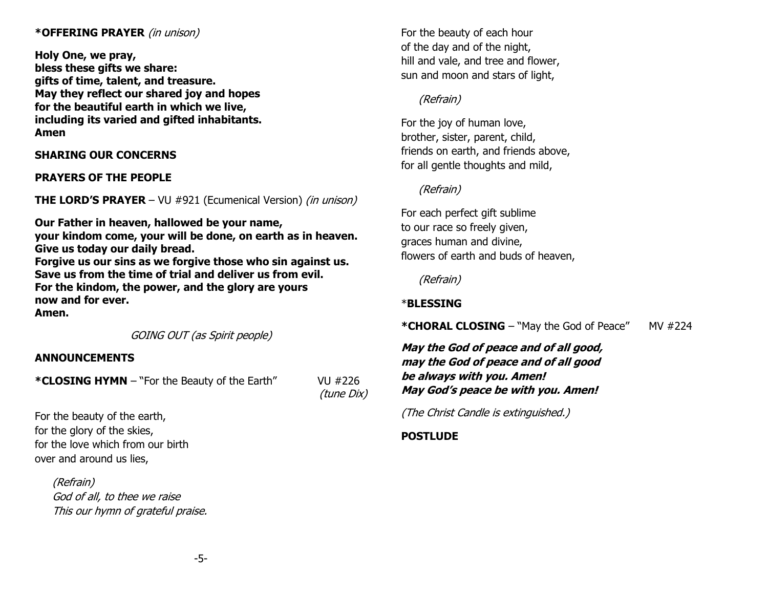**\*OFFERING PRAYER** *(in unison)*

**Holy One, we pray,**
**bless these gifts we share:**
**gifts of time, talent, and treasure.**
**May they reflect our shared joy and hopes**
**for the beautiful earth in which we live,**
**including its varied and gifted inhabitants.**
**Amen**

**SHARING OUR CONCERNS**

**PRAYERS OF THE PEOPLE**

**THE LORD'S PRAYER** – VU #921 (Ecumenical Version) *(in unison)*

**Our Father in heaven, hallowed be your name,**
**your kindom come, your will be done, on earth as in heaven.**
**Give us today our daily bread.**
**Forgive us our sins as we forgive those who sin against us.**
**Save us from the time of trial and deliver us from evil.**
**For the kindom, the power, and the glory are yours**
**now and for ever.**
**Amen.**

*GOING OUT (as Spirit people)*

**ANNOUNCEMENTS**

**\*CLOSING HYMN** – "For the Beauty of the Earth" VU #226 *(tune Dix)*

For the beauty of the earth,
for the glory of the skies,
for the love which from our birth
over and around us lies,

*(Refrain)*
*God of all, to thee we raise*
*This our hymn of grateful praise.*

For the beauty of each hour
of the day and of the night,
hill and vale, and tree and flower,
sun and moon and stars of light,

*(Refrain)*

For the joy of human love,
brother, sister, parent, child,
friends on earth, and friends above,
for all gentle thoughts and mild,

*(Refrain)*

For each perfect gift sublime
to our race so freely given,
graces human and divine,
flowers of earth and buds of heaven,

*(Refrain)*

\***BLESSING**

**\*CHORAL CLOSING** – "May the God of Peace" MV #224

***May the God of peace and of all good,***
***may the God of peace and of all good***
***be always with you. Amen!***
***May God's peace be with you. Amen!***

*(The Christ Candle is extinguished.)*

**POSTLUDE**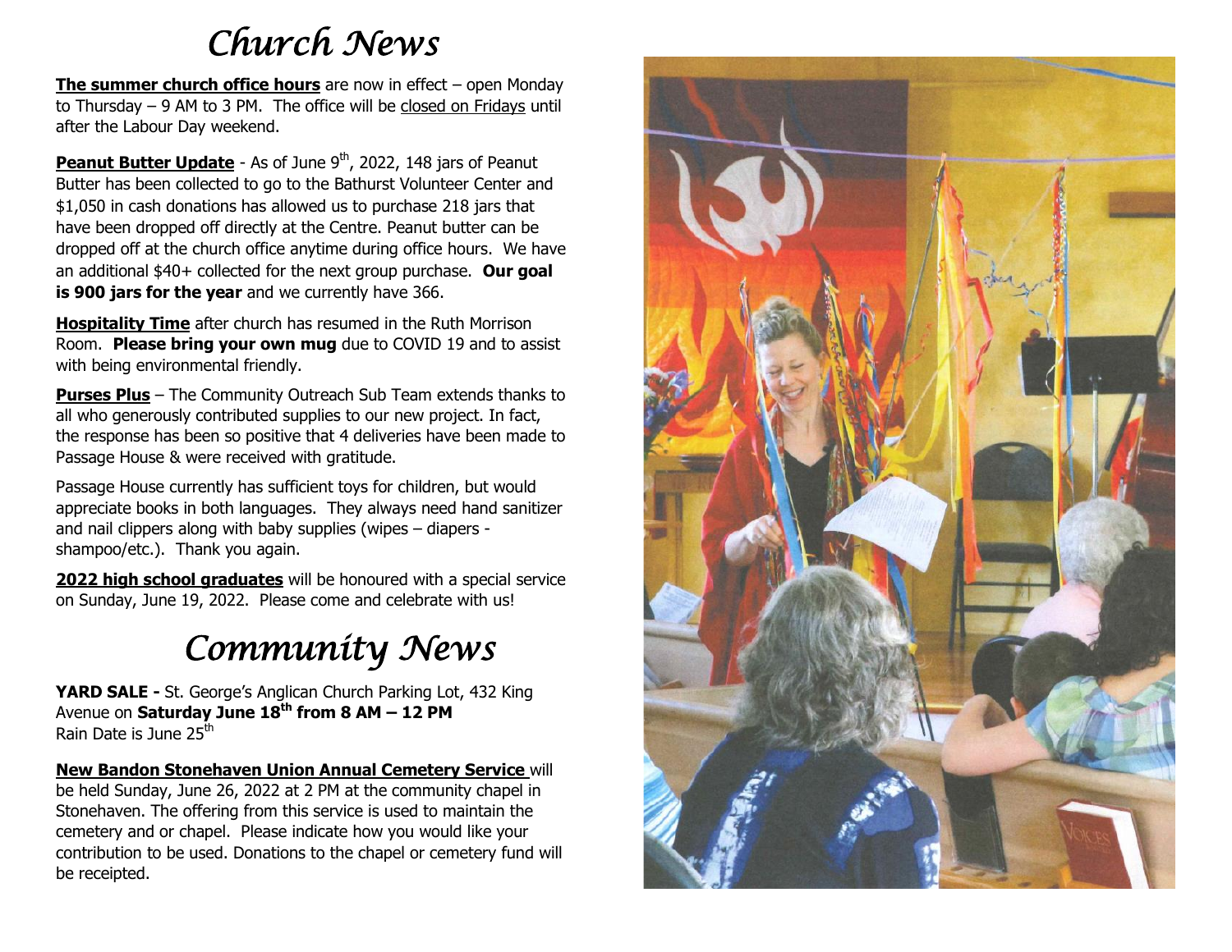# Church News

**<u>The summer church office hours</u>** are now in effect – open Monday to Thursday – 9 AM to 3 PM. The office will be <u>closed on Fridays</u> until after the Labour Day weekend.

**<u>Peanut Butter Update</u>** - As of June 9th, 2022, 148 jars of Peanut Butter has been collected to go to the Bathurst Volunteer Center and $1,050 in cash donations has allowed us to purchase 218 jars that have been dropped off directly at the Centre. Peanut butter can be dropped off at the church office anytime during office hours. We have an additional $40+ collected for the next group purchase. **Our goal is 900 jars for the year** and we currently have 366.

**<u>Hospitality Time</u>** after church has resumed in the Ruth Morrison Room. **Please bring your own mug** due to COVID 19 and to assist with being environmental friendly.

**<u>Purses Plus</u>** – The Community Outreach Sub Team extends thanks to all who generously contributed supplies to our new project. In fact, the response has been so positive that 4 deliveries have been made to Passage House & were received with gratitude.

Passage House currently has sufficient toys for children, but would appreciate books in both languages. They always need hand sanitizer and nail clippers along with baby supplies (wipes – diapers - shampoo/etc.). Thank you again.

**<u>2022 high school graduates</u>** will be honoured with a special service on Sunday, June 19, 2022. Please come and celebrate with us!

# Community News

**YARD SALE -** St. George's Anglican Church Parking Lot, 432 King Avenue on **Saturday June 18th from 8 AM – 12 PM**
Rain Date is June 25th

**<u>New Bandon Stonehaven Union Annual Cemetery Service</u>** will be held Sunday, June 26, 2022 at 2 PM at the community chapel in Stonehaven. The offering from this service is used to maintain the cemetery and or chapel. Please indicate how you would like your contribution to be used. Donations to the chapel or cemetery fund will be receipted.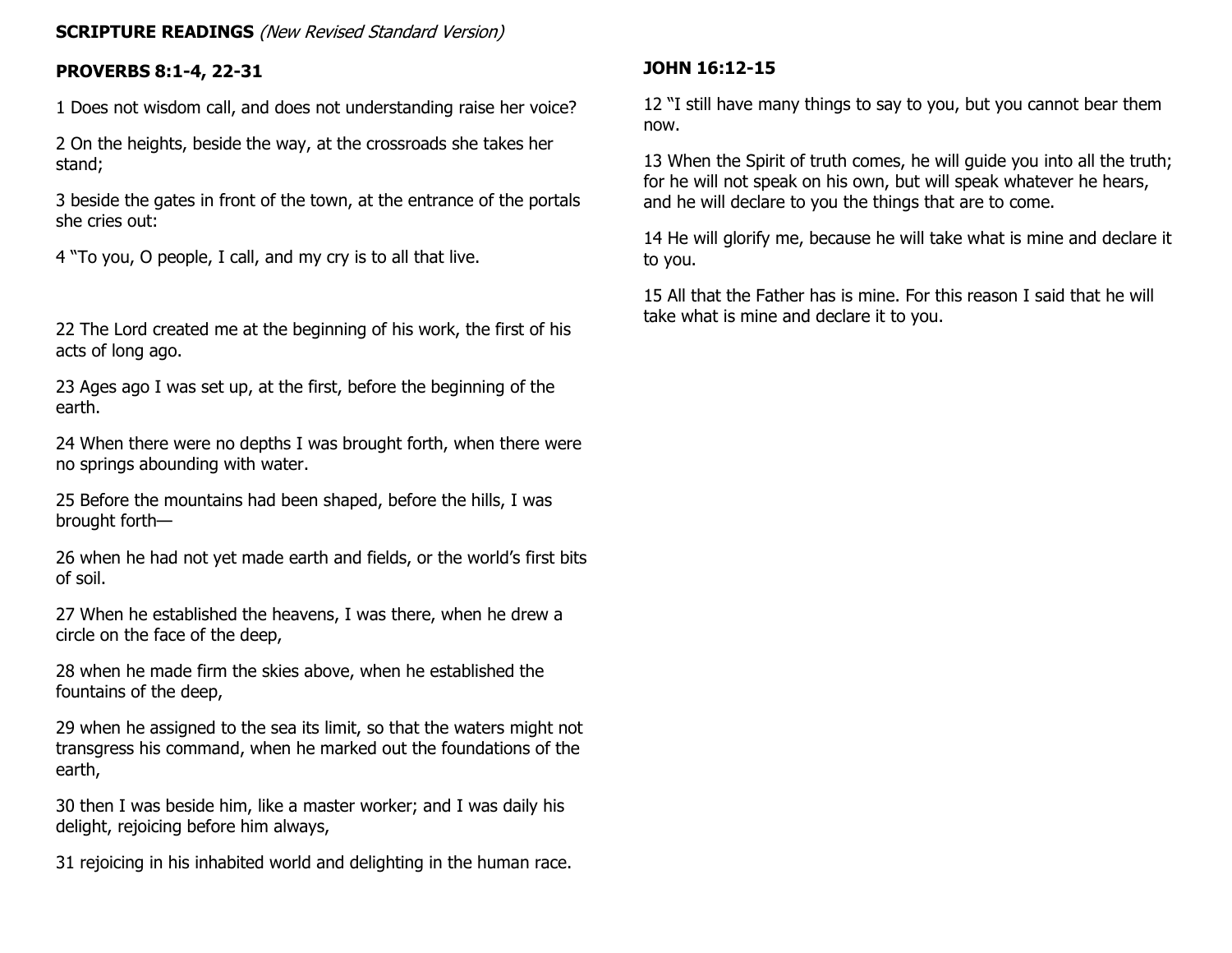**SCRIPTURE READINGS** *(New Revised Standard Version)*

**PROVERBS 8:1-4, 22-31**

1 Does not wisdom call, and does not understanding raise her voice?

2 On the heights, beside the way, at the crossroads she takes her stand;

3 beside the gates in front of the town, at the entrance of the portals she cries out:

4 "To you, O people, I call, and my cry is to all that live.

22 The Lord created me at the beginning of his work, the first of his acts of long ago.

23 Ages ago I was set up, at the first, before the beginning of the earth.

24 When there were no depths I was brought forth, when there were no springs abounding with water.

25 Before the mountains had been shaped, before the hills, I was brought forth—

26 when he had not yet made earth and fields, or the world's first bits of soil.

27 When he established the heavens, I was there, when he drew a circle on the face of the deep,

28 when he made firm the skies above, when he established the fountains of the deep,

29 when he assigned to the sea its limit, so that the waters might not transgress his command, when he marked out the foundations of the earth,

30 then I was beside him, like a master worker; and I was daily his delight, rejoicing before him always,

31 rejoicing in his inhabited world and delighting in the human race.

**JOHN 16:12-15**

12 "I still have many things to say to you, but you cannot bear them now.

13 When the Spirit of truth comes, he will guide you into all the truth; for he will not speak on his own, but will speak whatever he hears, and he will declare to you the things that are to come.

14 He will glorify me, because he will take what is mine and declare it to you.

15 All that the Father has is mine. For this reason I said that he will take what is mine and declare it to you.